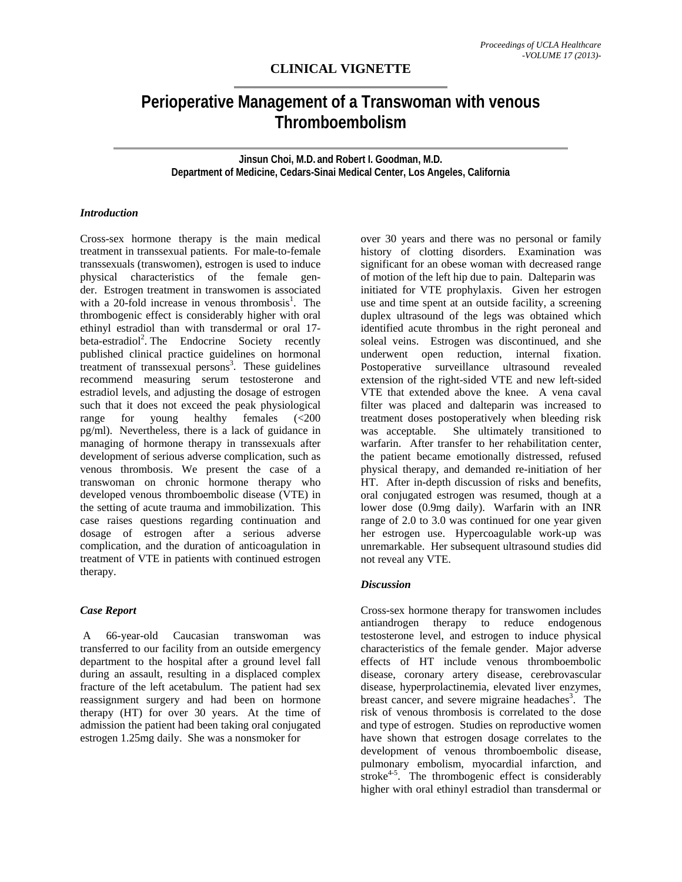**CLINICAL VIGNETTE**

# Perioperative Management of a Transwoman with venous Thromboembolism

**Jinsun Choi, M.D. and Robert I. Goodman, M.D.**
**Department of Medicine, Cedars-Sinai Medical Center, Los Angeles, California**

### *Introduction*

Cross-sex hormone therapy is the main medical treatment in transsexual patients. For male-to-female transsexuals (transwomen), estrogen is used to induce physical characteristics of the female gender. Estrogen treatment in transwomen is associated with a 20-fold increase in venous thrombosis[1]. The thrombogenic effect is considerably higher with oral ethinyl estradiol than with transdermal or oral 17-beta-estradiol[2]. The Endocrine Society recently published clinical practice guidelines on hormonal treatment of transsexual persons[3]. These guidelines recommend measuring serum testosterone and estradiol levels, and adjusting the dosage of estrogen such that it does not exceed the peak physiological range for young healthy females (<200 pg/ml). Nevertheless, there is a lack of guidance in managing of hormone therapy in transsexuals after development of serious adverse complication, such as venous thrombosis. We present the case of a transwoman on chronic hormone therapy who developed venous thromboembolic disease (VTE) in the setting of acute trauma and immobilization. This case raises questions regarding continuation and dosage of estrogen after a serious adverse complication, and the duration of anticoagulation in treatment of VTE in patients with continued estrogen therapy.

### *Case Report*

A 66-year-old Caucasian transwoman was transferred to our facility from an outside emergency department to the hospital after a ground level fall during an assault, resulting in a displaced complex fracture of the left acetabulum. The patient had sex reassignment surgery and had been on hormone therapy (HT) for over 30 years. At the time of admission the patient had been taking oral conjugated estrogen 1.25mg daily. She was a nonsmoker for over 30 years and there was no personal or family history of clotting disorders. Examination was significant for an obese woman with decreased range of motion of the left hip due to pain. Dalteparin was initiated for VTE prophylaxis. Given her estrogen use and time spent at an outside facility, a screening duplex ultrasound of the legs was obtained which identified acute thrombus in the right peroneal and soleal veins. Estrogen was discontinued, and she underwent open reduction, internal fixation. Postoperative surveillance ultrasound revealed extension of the right-sided VTE and new left-sided VTE that extended above the knee. A vena caval filter was placed and dalteparin was increased to treatment doses postoperatively when bleeding risk was acceptable. She ultimately transitioned to warfarin. After transfer to her rehabilitation center, the patient became emotionally distressed, refused physical therapy, and demanded re-initiation of her HT. After in-depth discussion of risks and benefits, oral conjugated estrogen was resumed, though at a lower dose (0.9mg daily). Warfarin with an INR range of 2.0 to 3.0 was continued for one year given her estrogen use. Hypercoagulable work-up was unremarkable. Her subsequent ultrasound studies did not reveal any VTE.

### *Discussion*

Cross-sex hormone therapy for transwomen includes antiandrogen therapy to reduce endogenous testosterone level, and estrogen to induce physical characteristics of the female gender. Major adverse effects of HT include venous thromboembolic disease, coronary artery disease, cerebrovascular disease, hyperprolactinemia, elevated liver enzymes, breast cancer, and severe migraine headaches[3]. The risk of venous thrombosis is correlated to the dose and type of estrogen. Studies on reproductive women have shown that estrogen dosage correlates to the development of venous thromboembolic disease, pulmonary embolism, myocardial infarction, and stroke[4-5]. The thrombogenic effect is considerably higher with oral ethinyl estradiol than transdermal or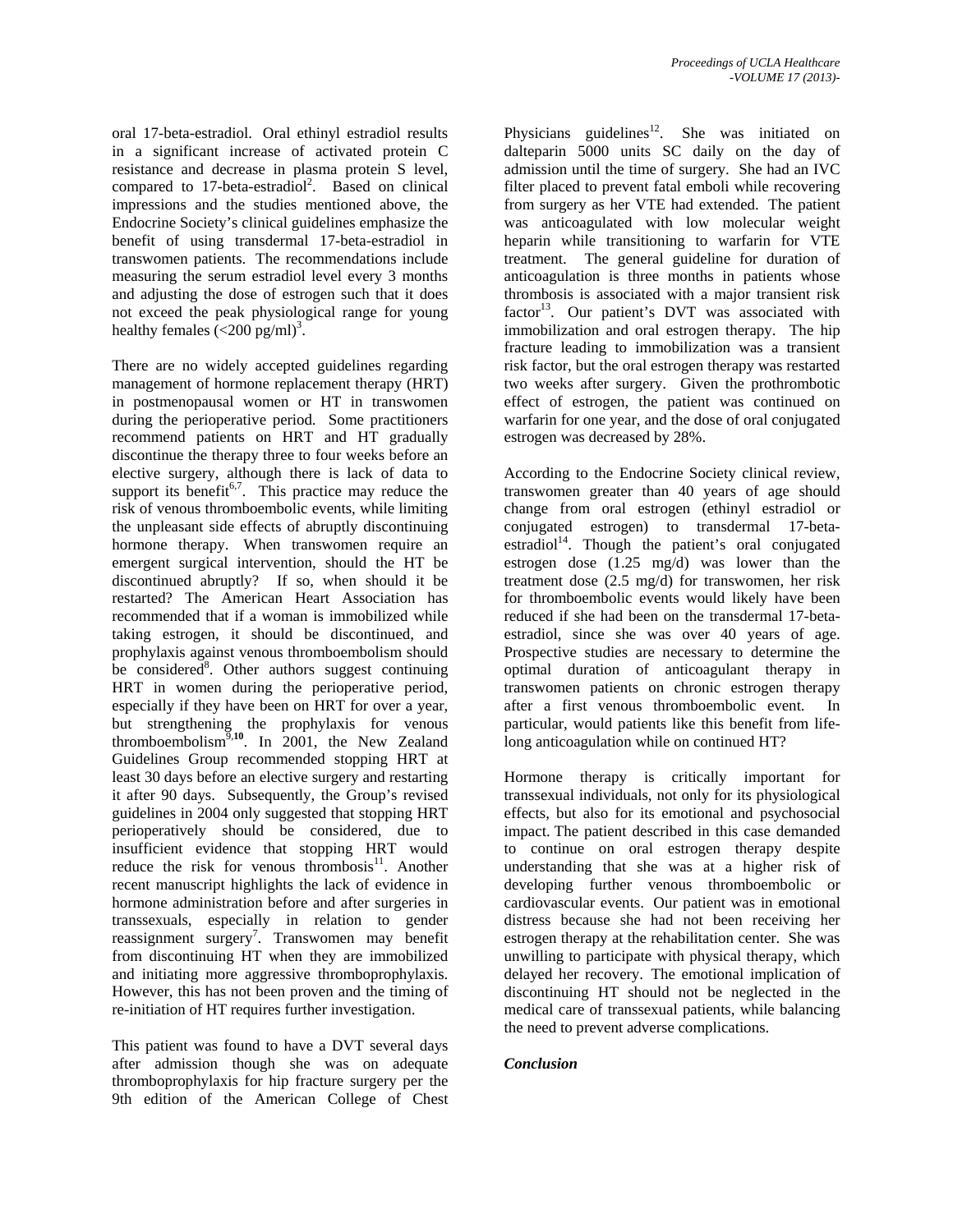oral 17-beta-estradiol. Oral ethinyl estradiol results in a significant increase of activated protein C resistance and decrease in plasma protein S level, compared to 17-beta-estradiol[2]. Based on clinical impressions and the studies mentioned above, the Endocrine Society's clinical guidelines emphasize the benefit of using transdermal 17-beta-estradiol in transwomen patients. The recommendations include measuring the serum estradiol level every 3 months and adjusting the dose of estrogen such that it does not exceed the peak physiological range for young healthy females (<200 pg/ml)[3].

There are no widely accepted guidelines regarding management of hormone replacement therapy (HRT) in postmenopausal women or HT in transwomen during the perioperative period. Some practitioners recommend patients on HRT and HT gradually discontinue the therapy three to four weeks before an elective surgery, although there is lack of data to support its benefit[6,7]. This practice may reduce the risk of venous thromboembolic events, while limiting the unpleasant side effects of abruptly discontinuing hormone therapy. When transwomen require an emergent surgical intervention, should the HT be discontinued abruptly? If so, when should it be restarted? The American Heart Association has recommended that if a woman is immobilized while taking estrogen, it should be discontinued, and prophylaxis against venous thromboembolism should be considered[8]. Other authors suggest continuing HRT in women during the perioperative period, especially if they have been on HRT for over a year, but strengthening the prophylaxis for venous thromboembolism[9,10]. In 2001, the New Zealand Guidelines Group recommended stopping HRT at least 30 days before an elective surgery and restarting it after 90 days. Subsequently, the Group's revised guidelines in 2004 only suggested that stopping HRT perioperatively should be considered, due to insufficient evidence that stopping HRT would reduce the risk for venous thrombosis[11]. Another recent manuscript highlights the lack of evidence in hormone administration before and after surgeries in transsexuals, especially in relation to gender reassignment surgery[7]. Transwomen may benefit from discontinuing HT when they are immobilized and initiating more aggressive thromboprophylaxis. However, this has not been proven and the timing of re-initiation of HT requires further investigation.

This patient was found to have a DVT several days after admission though she was on adequate thromboprophylaxis for hip fracture surgery per the 9th edition of the American College of Chest Physicians guidelines[12]. She was initiated on dalteparin 5000 units SC daily on the day of admission until the time of surgery. She had an IVC filter placed to prevent fatal emboli while recovering from surgery as her VTE had extended. The patient was anticoagulated with low molecular weight heparin while transitioning to warfarin for VTE treatment. The general guideline for duration of anticoagulation is three months in patients whose thrombosis is associated with a major transient risk factor[13]. Our patient's DVT was associated with immobilization and oral estrogen therapy. The hip fracture leading to immobilization was a transient risk factor, but the oral estrogen therapy was restarted two weeks after surgery. Given the prothrombotic effect of estrogen, the patient was continued on warfarin for one year, and the dose of oral conjugated estrogen was decreased by 28%.

According to the Endocrine Society clinical review, transwomen greater than 40 years of age should change from oral estrogen (ethinyl estradiol or conjugated estrogen) to transdermal 17-beta-estradiol[14]. Though the patient's oral conjugated estrogen dose (1.25 mg/d) was lower than the treatment dose (2.5 mg/d) for transwomen, her risk for thromboembolic events would likely have been reduced if she had been on the transdermal 17-beta-estradiol, since she was over 40 years of age. Prospective studies are necessary to determine the optimal duration of anticoagulant therapy in transwomen patients on chronic estrogen therapy after a first venous thromboembolic event. In particular, would patients like this benefit from life-long anticoagulation while on continued HT?

Hormone therapy is critically important for transsexual individuals, not only for its physiological effects, but also for its emotional and psychosocial impact. The patient described in this case demanded to continue on oral estrogen therapy despite understanding that she was at a higher risk of developing further venous thromboembolic or cardiovascular events. Our patient was in emotional distress because she had not been receiving her estrogen therapy at the rehabilitation center. She was unwilling to participate with physical therapy, which delayed her recovery. The emotional implication of discontinuing HT should not be neglected in the medical care of transsexual patients, while balancing the need to prevent adverse complications.

### *Conclusion*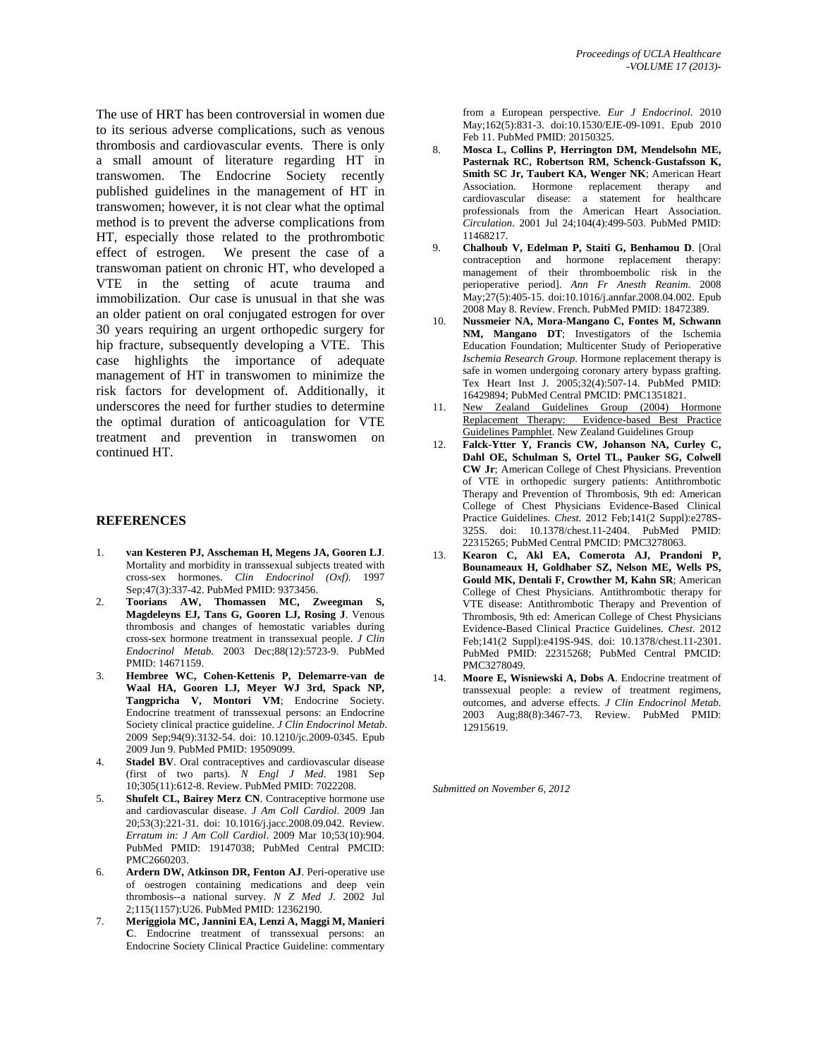The use of HRT has been controversial in women due to its serious adverse complications, such as venous thrombosis and cardiovascular events. There is only a small amount of literature regarding HT in transwomen. The Endocrine Society recently published guidelines in the management of HT in transwomen; however, it is not clear what the optimal method is to prevent the adverse complications from HT, especially those related to the prothrombotic effect of estrogen. We present the case of a transwoman patient on chronic HT, who developed a VTE in the setting of acute trauma and immobilization. Our case is unusual in that she was an older patient on oral conjugated estrogen for over 30 years requiring an urgent orthopedic surgery for hip fracture, subsequently developing a VTE. This case highlights the importance of adequate management of HT in transwomen to minimize the risk factors for development of. Additionally, it underscores the need for further studies to determine the optimal duration of anticoagulation for VTE treatment and prevention in transwomen on continued HT.

## REFERENCES

1. **van Kesteren PJ, Asscheman H, Megens JA, Gooren LJ**. Mortality and morbidity in transsexual subjects treated with cross-sex hormones. *Clin Endocrinol (Oxf).* 1997 Sep;47(3):337-42. PubMed PMID: 9373456.
2. **Toorians AW, Thomassen MC, Zweegman S, Magdeleyns EJ, Tans G, Gooren LJ, Rosing J**. Venous thrombosis and changes of hemostatic variables during cross-sex hormone treatment in transsexual people. *J Clin Endocrinol Metab*. 2003 Dec;88(12):5723-9. PubMed PMID: 14671159.
3. **Hembree WC, Cohen-Kettenis P, Delemarre-van de Waal HA, Gooren LJ, Meyer WJ 3rd, Spack NP, Tangpricha V, Montori VM**; Endocrine Society. Endocrine treatment of transsexual persons: an Endocrine Society clinical practice guideline. *J Clin Endocrinol Metab*. 2009 Sep;94(9):3132-54. doi: 10.1210/jc.2009-0345. Epub 2009 Jun 9. PubMed PMID: 19509099.
4. **Stadel BV**. Oral contraceptives and cardiovascular disease (first of two parts). *N Engl J Med*. 1981 Sep 10;305(11):612-8. Review. PubMed PMID: 7022208.
5. **Shufelt CL, Bairey Merz CN**. Contraceptive hormone use and cardiovascular disease. *J Am Coll Cardiol*. 2009 Jan 20;53(3):221-31. doi: 10.1016/j.jacc.2008.09.042. Review. *Erratum in: J Am Coll Cardiol*. 2009 Mar 10;53(10):904. PubMed PMID: 19147038; PubMed Central PMCID: PMC2660203.
6. **Ardern DW, Atkinson DR, Fenton AJ**. Peri-operative use of oestrogen containing medications and deep vein thrombosis--a national survey. *N Z Med J*. 2002 Jul 2;115(1157):U26. PubMed PMID: 12362190.
7. **Meriggiola MC, Jannini EA, Lenzi A, Maggi M, Manieri C**. Endocrine treatment of transsexual persons: an Endocrine Society Clinical Practice Guideline: commentary from a European perspective. *Eur J Endocrinol*. 2010 May;162(5):831-3. doi:10.1530/EJE-09-1091. Epub 2010 Feb 11. PubMed PMID: 20150325.
8. **Mosca L, Collins P, Herrington DM, Mendelsohn ME, Pasternak RC, Robertson RM, Schenck-Gustafsson K, Smith SC Jr, Taubert KA, Wenger NK**; American Heart Association. Hormone replacement therapy and cardiovascular disease: a statement for healthcare professionals from the American Heart Association. *Circulation*. 2001 Jul 24;104(4):499-503. PubMed PMID: 11468217.
9. **Chalhoub V, Edelman P, Staiti G, Benhamou D**. [Oral contraception and hormone replacement therapy: management of their thromboembolic risk in the perioperative period]. *Ann Fr Anesth Reanim.* 2008 May;27(5):405-15. doi:10.1016/j.annfar.2008.04.002. Epub 2008 May 8. Review. French. PubMed PMID: 18472389.
10. **Nussmeier NA, Mora-Mangano C, Fontes M, Schwann NM, Mangano DT**; Investigators of the Ischemia Education Foundation; Multicenter Study of Perioperative *Ischemia Research Group*. Hormone replacement therapy is safe in women undergoing coronary artery bypass grafting. Tex Heart Inst J. 2005;32(4):507-14. PubMed PMID: 16429894; PubMed Central PMCID: PMC1351821.
11. New Zealand Guidelines Group (2004) Hormone Replacement Therapy: Evidence-based Best Practice Guidelines Pamphlet. New Zealand Guidelines Group
12. **Falck-Ytter Y, Francis CW, Johanson NA, Curley C, Dahl OE, Schulman S, Ortel TL, Pauker SG, Colwell CW Jr**; American College of Chest Physicians. Prevention of VTE in orthopedic surgery patients: Antithrombotic Therapy and Prevention of Thrombosis, 9th ed: American College of Chest Physicians Evidence-Based Clinical Practice Guidelines. *Chest.* 2012 Feb;141(2 Suppl):e278S-325S. doi: 10.1378/chest.11-2404. PubMed PMID: 22315265; PubMed Central PMCID: PMC3278063.
13. **Kearon C, Akl EA, Comerota AJ, Prandoni P, Bounameaux H, Goldhaber SZ, Nelson ME, Wells PS, Gould MK, Dentali F, Crowther M, Kahn SR**; American College of Chest Physicians. Antithrombotic therapy for VTE disease: Antithrombotic Therapy and Prevention of Thrombosis, 9th ed: American College of Chest Physicians Evidence-Based Clinical Practice Guidelines. *Chest*. 2012 Feb;141(2 Suppl):e419S-94S. doi: 10.1378/chest.11-2301. PubMed PMID: 22315268; PubMed Central PMCID: PMC3278049.
14. **Moore E, Wisniewski A, Dobs A**. Endocrine treatment of transsexual people: a review of treatment regimens, outcomes, and adverse effects. *J Clin Endocrinol Metab*. 2003 Aug;88(8):3467-73. Review. PubMed PMID: 12915619.

*Submitted on November 6, 2012*